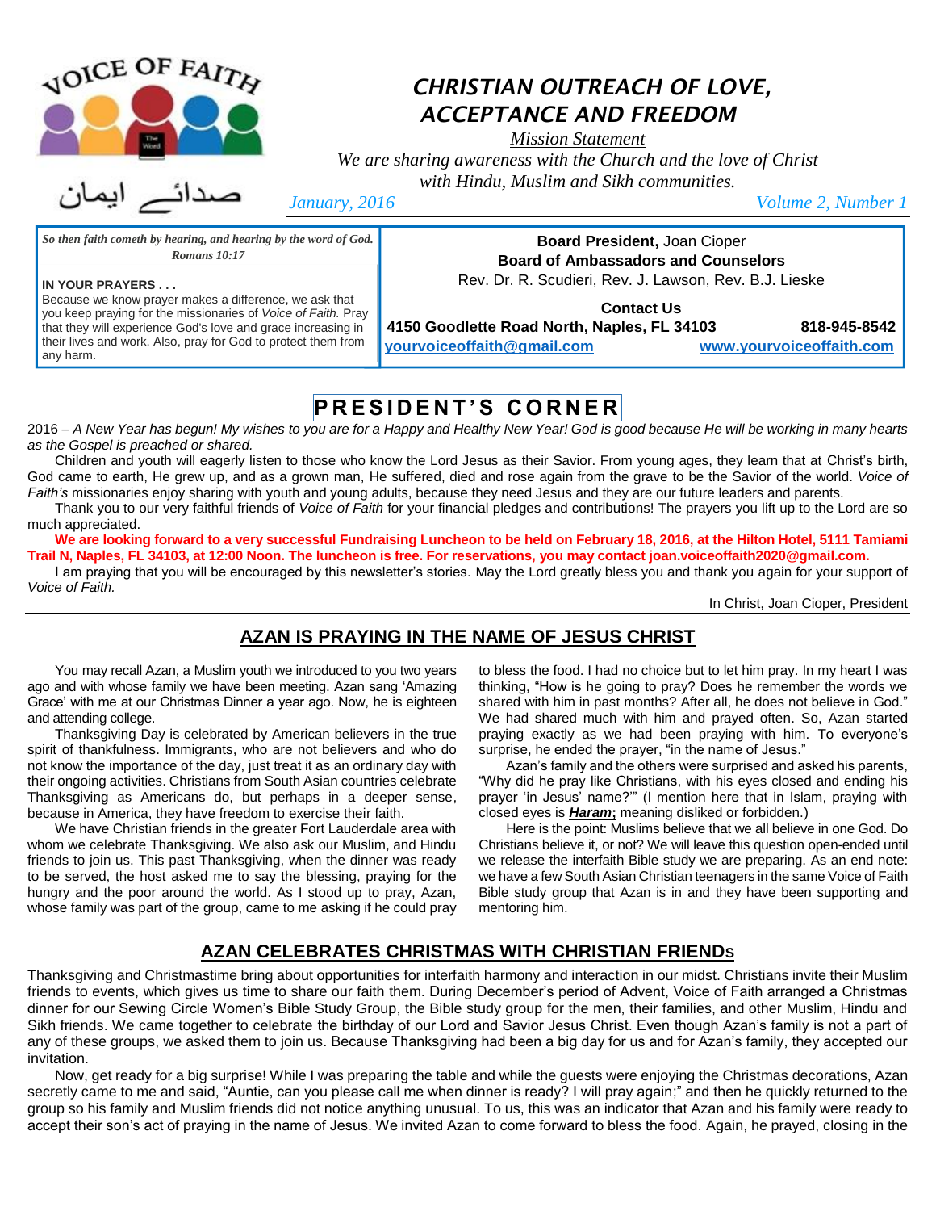VOICE OF FAITH

صدائے ایمان

# CHRISTIAN OUTREACH OF LOVE, ACCEPTANCE AND FREEDOM

*Mission Statement*

We are sharing awareness with the Church and the love of Christ with Hindu, Muslim and Sikh communities.

*January, 2016* *Volume 2, Number 1*

*So then faith cometh by hearing, and hearing by the word of God.*
*Romans 10:17*

**IN YOUR PRAYERS . . .**
Because we know prayer makes a difference, we ask that you keep praying for the missionaries of *Voice of Faith.* Pray that they will experience God's love and grace increasing in their lives and work. Also, pray for God to protect them from any harm.

**Board President,** Joan Cioper
**Board of Ambassadors and Counselors**
Rev. Dr. R. Scudieri, Rev. J. Lawson, Rev. B.J. Lieske

**Contact Us**
**4150 Goodlette Road North, Naples, FL 34103** **818-945-8542**
**yourvoiceoffaith@gmail.com** **www.yourvoiceoffaith.com**

## PRESIDENT'S CORNER

2016 – *A New Year has begun! My wishes to you are for a Happy and Healthy New Year! God is good because He will be working in many hearts as the Gospel is preached or shared.*

Children and youth will eagerly listen to those who know the Lord Jesus as their Savior. From young ages, they learn that at Christ's birth, God came to earth, He grew up, and as a grown man, He suffered, died and rose again from the grave to be the Savior of the world. *Voice of Faith's* missionaries enjoy sharing with youth and young adults, because they need Jesus and they are our future leaders and parents.

Thank you to our very faithful friends of *Voice of Faith* for your financial pledges and contributions! The prayers you lift up to the Lord are so much appreciated.

**We are looking forward to a very successful Fundraising Luncheon to be held on February 18, 2016, at the Hilton Hotel, 5111 Tamiami Trail N, Naples, FL 34103, at 12:00 Noon. The luncheon is free. For reservations, you may contact joan.voiceoffaith2020@gmail.com.**

I am praying that you will be encouraged by this newsletter's stories. May the Lord greatly bless you and thank you again for your support of *Voice of Faith.*

In Christ, Joan Cioper, President

## AZAN IS PRAYING IN THE NAME OF JESUS CHRIST

You may recall Azan, a Muslim youth we introduced to you two years ago and with whose family we have been meeting. Azan sang 'Amazing Grace' with me at our Christmas Dinner a year ago. Now, he is eighteen and attending college.

Thanksgiving Day is celebrated by American believers in the true spirit of thankfulness. Immigrants, who are not believers and who do not know the importance of the day, just treat it as an ordinary day with their ongoing activities. Christians from South Asian countries celebrate Thanksgiving as Americans do, but perhaps in a deeper sense, because in America, they have freedom to exercise their faith.

We have Christian friends in the greater Fort Lauderdale area with whom we celebrate Thanksgiving. We also ask our Muslim, and Hindu friends to join us. This past Thanksgiving, when the dinner was ready to be served, the host asked me to say the blessing, praying for the hungry and the poor around the world. As I stood up to pray, Azan, whose family was part of the group, came to me asking if he could pray to bless the food. I had no choice but to let him pray. In my heart I was thinking, "How is he going to pray? Does he remember the words we shared with him in past months? After all, he does not believe in God." We had shared much with him and prayed often. So, Azan started praying exactly as we had been praying with him. To everyone's surprise, he ended the prayer, "in the name of Jesus."

Azan's family and the others were surprised and asked his parents, "Why did he pray like Christians, with his eyes closed and ending his prayer 'in Jesus' name?'" (I mention here that in Islam, praying with closed eyes is ***Haram*;** meaning disliked or forbidden.)

Here is the point: Muslims believe that we all believe in one God. Do Christians believe it, or not? We will leave this question open-ended until we release the interfaith Bible study we are preparing. As an end note: we have a few South Asian Christian teenagers in the same Voice of Faith Bible study group that Azan is in and they have been supporting and mentoring him.

## AZAN CELEBRATES CHRISTMAS WITH CHRISTIAN FRIENDs

Thanksgiving and Christmastime bring about opportunities for interfaith harmony and interaction in our midst. Christians invite their Muslim friends to events, which gives us time to share our faith them. During December's period of Advent, Voice of Faith arranged a Christmas dinner for our Sewing Circle Women's Bible Study Group, the Bible study group for the men, their families, and other Muslim, Hindu and Sikh friends. We came together to celebrate the birthday of our Lord and Savior Jesus Christ. Even though Azan's family is not a part of any of these groups, we asked them to join us. Because Thanksgiving had been a big day for us and for Azan's family, they accepted our invitation.

Now, get ready for a big surprise! While I was preparing the table and while the guests were enjoying the Christmas decorations, Azan secretly came to me and said, "Auntie, can you please call me when dinner is ready? I will pray again;" and then he quickly returned to the group so his family and Muslim friends did not notice anything unusual. To us, this was an indicator that Azan and his family were ready to accept their son's act of praying in the name of Jesus. We invited Azan to come forward to bless the food. Again, he prayed, closing in the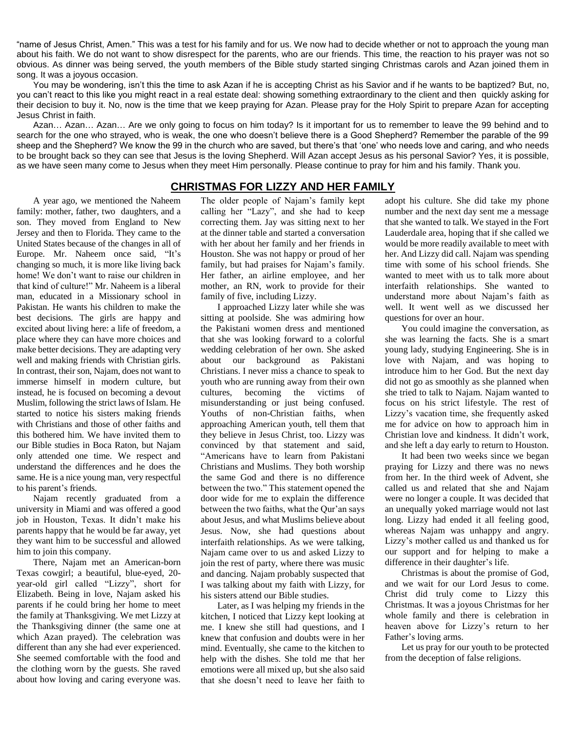"name of Jesus Christ, Amen." This was a test for his family and for us. We now had to decide whether or not to approach the young man about his faith. We do not want to show disrespect for the parents, who are our friends. This time, the reaction to his prayer was not so obvious. As dinner was being served, the youth members of the Bible study started singing Christmas carols and Azan joined them in song. It was a joyous occasion.

You may be wondering, isn't this the time to ask Azan if he is accepting Christ as his Savior and if he wants to be baptized? But, no, you can't react to this like you might react in a real estate deal: showing something extraordinary to the client and then quickly asking for their decision to buy it. No, now is the time that we keep praying for Azan. Please pray for the Holy Spirit to prepare Azan for accepting Jesus Christ in faith.

Azan… Azan… Azan… Are we only going to focus on him today? Is it important for us to remember to leave the 99 behind and to search for the one who strayed, who is weak, the one who doesn't believe there is a Good Shepherd? Remember the parable of the 99 sheep and the Shepherd? We know the 99 in the church who are saved, but there's that 'one' who needs love and caring, and who needs to be brought back so they can see that Jesus is the loving Shepherd. Will Azan accept Jesus as his personal Savior? Yes, it is possible, as we have seen many come to Jesus when they meet Him personally. Please continue to pray for him and his family. Thank you.

## CHRISTMAS FOR LIZZY AND HER FAMILY

A year ago, we mentioned the Naheem family: mother, father, two daughters, and a son. They moved from England to New Jersey and then to Florida. They came to the United States because of the changes in all of Europe. Mr. Naheem once said, "It's changing so much, it is more like living back home! We don't want to raise our children in that kind of culture!" Mr. Naheem is a liberal man, educated in a Missionary school in Pakistan. He wants his children to make the best decisions. The girls are happy and excited about living here: a life of freedom, a place where they can have more choices and make better decisions. They are adapting very well and making friends with Christian girls. In contrast, their son, Najam, does not want to immerse himself in modern culture, but instead, he is focused on becoming a devout Muslim, following the strict laws of Islam. He started to notice his sisters making friends with Christians and those of other faiths and this bothered him. We have invited them to our Bible studies in Boca Raton, but Najam only attended one time. We respect and understand the differences and he does the same. He is a nice young man, very respectful to his parent's friends.

Najam recently graduated from a university in Miami and was offered a good job in Houston, Texas. It didn't make his parents happy that he would be far away, yet they want him to be successful and allowed him to join this company.

There, Najam met an American-born Texas cowgirl; a beautiful, blue-eyed, 20-year-old girl called "Lizzy", short for Elizabeth. Being in love, Najam asked his parents if he could bring her home to meet the family at Thanksgiving. We met Lizzy at the Thanksgiving dinner (the same one at which Azan prayed). The celebration was different than any she had ever experienced. She seemed comfortable with the food and the clothing worn by the guests. She raved about how loving and caring everyone was. The older people of Najam's family kept calling her "Lazy", and she had to keep correcting them. Jay was sitting next to her at the dinner table and started a conversation with her about her family and her friends in Houston. She was not happy or proud of her family, but had praises for Najam's family. Her father, an airline employee, and her mother, an RN, work to provide for their family of five, including Lizzy.

I approached Lizzy later while she was sitting at poolside. She was admiring how the Pakistani women dress and mentioned that she was looking forward to a colorful wedding celebration of her own. She asked about our background as Pakistani Christians. I never miss a chance to speak to youth who are running away from their own cultures, becoming the victims of misunderstanding or just being confused. Youths of non-Christian faiths, when approaching American youth, tell them that they believe in Jesus Christ, too. Lizzy was convinced by that statement and said, "Americans have to learn from Pakistani Christians and Muslims. They both worship the same God and there is no difference between the two." This statement opened the door wide for me to explain the difference between the two faiths, what the Qur'an says about Jesus, and what Muslims believe about Jesus. Now, she had questions about interfaith relationships. As we were talking, Najam came over to us and asked Lizzy to join the rest of party, where there was music and dancing. Najam probably suspected that I was talking about my faith with Lizzy, for his sisters attend our Bible studies.

Later, as I was helping my friends in the kitchen, I noticed that Lizzy kept looking at me. I knew she still had questions, and I knew that confusion and doubts were in her mind. Eventually, she came to the kitchen to help with the dishes. She told me that her emotions were all mixed up, but she also said that she doesn't need to leave her faith to adopt his culture. She did take my phone number and the next day sent me a message that she wanted to talk. We stayed in the Fort Lauderdale area, hoping that if she called we would be more readily available to meet with her. And Lizzy did call. Najam was spending time with some of his school friends. She wanted to meet with us to talk more about interfaith relationships. She wanted to understand more about Najam's faith as well. It went well as we discussed her questions for over an hour.

You could imagine the conversation, as she was learning the facts. She is a smart young lady, studying Engineering. She is in love with Najam, and was hoping to introduce him to her God. But the next day did not go as smoothly as she planned when she tried to talk to Najam. Najam wanted to focus on his strict lifestyle. The rest of Lizzy's vacation time, she frequently asked me for advice on how to approach him in Christian love and kindness. It didn't work, and she left a day early to return to Houston.

It had been two weeks since we began praying for Lizzy and there was no news from her. In the third week of Advent, she called us and related that she and Najam were no longer a couple. It was decided that an unequally yoked marriage would not last long. Lizzy had ended it all feeling good, whereas Najam was unhappy and angry. Lizzy's mother called us and thanked us for our support and for helping to make a difference in their daughter's life.

Christmas is about the promise of God, and we wait for our Lord Jesus to come. Christ did truly come to Lizzy this Christmas. It was a joyous Christmas for her whole family and there is celebration in heaven above for Lizzy's return to her Father's loving arms.

Let us pray for our youth to be protected from the deception of false religions.